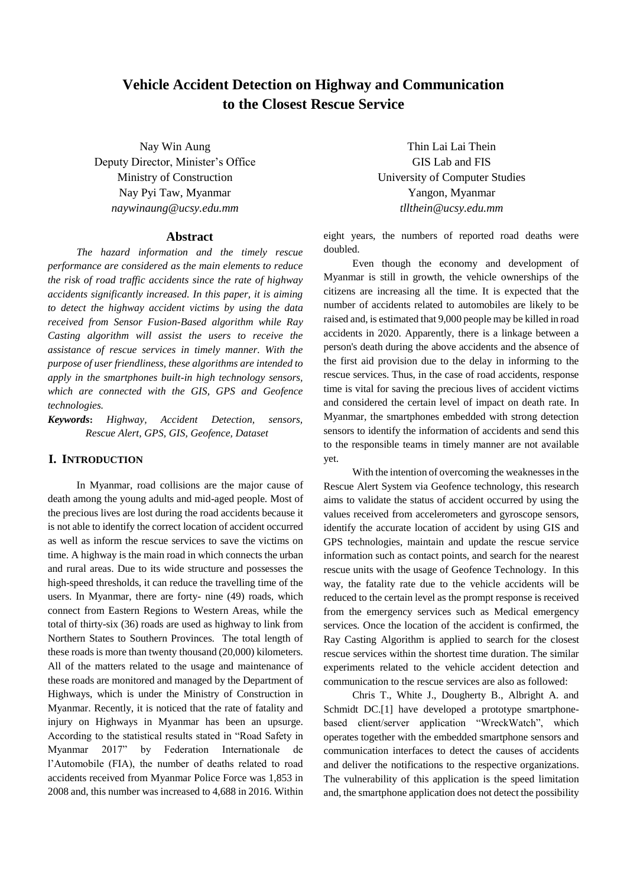# Vehicle Accident Detection on Highway and Communication to the Closest Rescue Service

Nay Win Aung
Deputy Director, Minister's Office
Ministry of Construction
Nay Pyi Taw, Myanmar
*naywinaung@ucsy.edu.mm*

Thin Lai Lai Thein
GIS Lab and FIS
University of Computer Studies
Yangon, Myanmar
*tllthein@ucsy.edu.mm*

## Abstract

*The hazard information and the timely rescue performance are considered as the main elements to reduce the risk of road traffic accidents since the rate of highway accidents significantly increased. In this paper, it is aiming to detect the highway accident victims by using the data received from Sensor Fusion-Based algorithm while Ray Casting algorithm will assist the users to receive the assistance of rescue services in timely manner. With the purpose of user friendliness, these algorithms are intended to apply in the smartphones built-in high technology sensors, which are connected with the GIS, GPS and Geofence technologies.*

***Keywords*: *Highway, Accident Detection, sensors, Rescue Alert, GPS, GIS, Geofence, Dataset***

## I. INTRODUCTION

In Myanmar, road collisions are the major cause of death among the young adults and mid-aged people. Most of the precious lives are lost during the road accidents because it is not able to identify the correct location of accident occurred as well as inform the rescue services to save the victims on time. A highway is the main road in which connects the urban and rural areas. Due to its wide structure and possesses the high-speed thresholds, it can reduce the travelling time of the users. In Myanmar, there are forty- nine (49) roads, which connect from Eastern Regions to Western Areas, while the total of thirty-six (36) roads are used as highway to link from Northern States to Southern Provinces. The total length of these roads is more than twenty thousand (20,000) kilometers. All of the matters related to the usage and maintenance of these roads are monitored and managed by the Department of Highways, which is under the Ministry of Construction in Myanmar. Recently, it is noticed that the rate of fatality and injury on Highways in Myanmar has been an upsurge. According to the statistical results stated in "Road Safety in Myanmar 2017" by Federation Internationale de l'Automobile (FIA), the number of deaths related to road accidents received from Myanmar Police Force was 1,853 in 2008 and, this number was increased to 4,688 in 2016. Within eight years, the numbers of reported road deaths were doubled.

Even though the economy and development of Myanmar is still in growth, the vehicle ownerships of the citizens are increasing all the time. It is expected that the number of accidents related to automobiles are likely to be raised and, is estimated that 9,000 people may be killed in road accidents in 2020. Apparently, there is a linkage between a person's death during the above accidents and the absence of the first aid provision due to the delay in informing to the rescue services. Thus, in the case of road accidents, response time is vital for saving the precious lives of accident victims and considered the certain level of impact on death rate. In Myanmar, the smartphones embedded with strong detection sensors to identify the information of accidents and send this to the responsible teams in timely manner are not available yet.

With the intention of overcoming the weaknesses in the Rescue Alert System via Geofence technology, this research aims to validate the status of accident occurred by using the values received from accelerometers and gyroscope sensors, identify the accurate location of accident by using GIS and GPS technologies, maintain and update the rescue service information such as contact points, and search for the nearest rescue units with the usage of Geofence Technology. In this way, the fatality rate due to the vehicle accidents will be reduced to the certain level as the prompt response is received from the emergency services such as Medical emergency services. Once the location of the accident is confirmed, the Ray Casting Algorithm is applied to search for the closest rescue services within the shortest time duration. The similar experiments related to the vehicle accident detection and communication to the rescue services are also as followed:

Chris T., White J., Dougherty B., Albright A. and Schmidt DC.[1] have developed a prototype smartphone-based client/server application "WreckWatch", which operates together with the embedded smartphone sensors and communication interfaces to detect the causes of accidents and deliver the notifications to the respective organizations. The vulnerability of this application is the speed limitation and, the smartphone application does not detect the possibility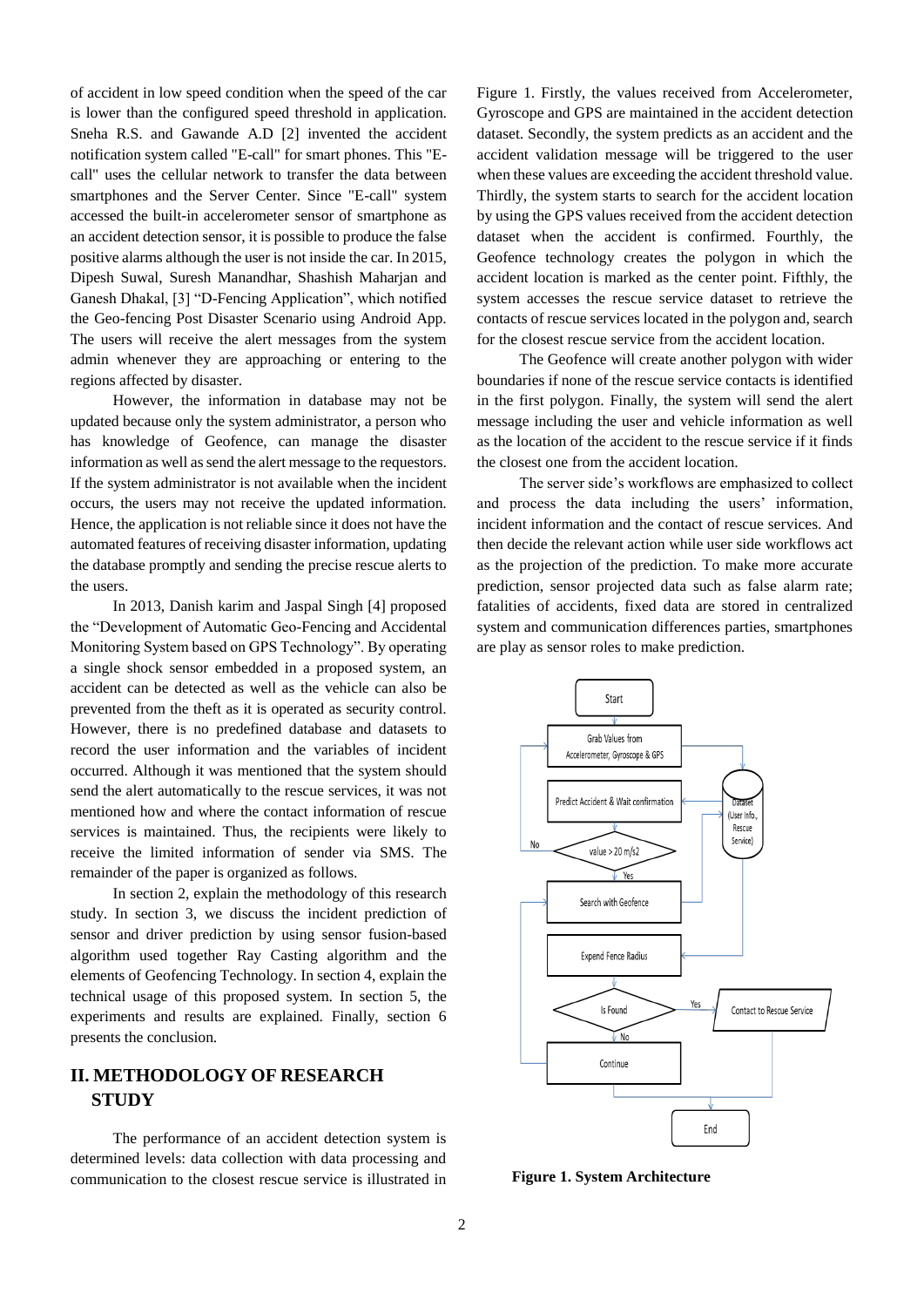of accident in low speed condition when the speed of the car is lower than the configured speed threshold in application. Sneha R.S. and Gawande A.D [2] invented the accident notification system called "E-call" for smart phones. This "E-call" uses the cellular network to transfer the data between smartphones and the Server Center. Since "E-call" system accessed the built-in accelerometer sensor of smartphone as an accident detection sensor, it is possible to produce the false positive alarms although the user is not inside the car. In 2015, Dipesh Suwal, Suresh Manandhar, Shashish Maharjan and Ganesh Dhakal, [3] "D-Fencing Application", which notified the Geo-fencing Post Disaster Scenario using Android App. The users will receive the alert messages from the system admin whenever they are approaching or entering to the regions affected by disaster.

However, the information in database may not be updated because only the system administrator, a person who has knowledge of Geofence, can manage the disaster information as well as send the alert message to the requestors. If the system administrator is not available when the incident occurs, the users may not receive the updated information. Hence, the application is not reliable since it does not have the automated features of receiving disaster information, updating the database promptly and sending the precise rescue alerts to the users.

In 2013, Danish karim and Jaspal Singh [4] proposed the "Development of Automatic Geo-Fencing and Accidental Monitoring System based on GPS Technology". By operating a single shock sensor embedded in a proposed system, an accident can be detected as well as the vehicle can also be prevented from the theft as it is operated as security control. However, there is no predefined database and datasets to record the user information and the variables of incident occurred. Although it was mentioned that the system should send the alert automatically to the rescue services, it was not mentioned how and where the contact information of rescue services is maintained. Thus, the recipients were likely to receive the limited information of sender via SMS. The remainder of the paper is organized as follows.

In section 2, explain the methodology of this research study. In section 3, we discuss the incident prediction of sensor and driver prediction by using sensor fusion-based algorithm used together Ray Casting algorithm and the elements of Geofencing Technology. In section 4, explain the technical usage of this proposed system. In section 5, the experiments and results are explained. Finally, section 6 presents the conclusion.

## II. METHODOLOGY OF RESEARCH STUDY

The performance of an accident detection system is determined levels: data collection with data processing and communication to the closest rescue service is illustrated in Figure 1. Firstly, the values received from Accelerometer, Gyroscope and GPS are maintained in the accident detection dataset. Secondly, the system predicts as an accident and the accident validation message will be triggered to the user when these values are exceeding the accident threshold value. Thirdly, the system starts to search for the accident location by using the GPS values received from the accident detection dataset when the accident is confirmed. Fourthly, the Geofence technology creates the polygon in which the accident location is marked as the center point. Fifthly, the system accesses the rescue service dataset to retrieve the contacts of rescue services located in the polygon and, search for the closest rescue service from the accident location.

The Geofence will create another polygon with wider boundaries if none of the rescue service contacts is identified in the first polygon. Finally, the system will send the alert message including the user and vehicle information as well as the location of the accident to the rescue service if it finds the closest one from the accident location.

The server side's workflows are emphasized to collect and process the data including the users' information, incident information and the contact of rescue services. And then decide the relevant action while user side workflows act as the projection of the prediction. To make more accurate prediction, sensor projected data such as false alarm rate; fatalities of accidents, fixed data are stored in centralized system and communication differences parties, smartphones are play as sensor roles to make prediction.

Start
Grab Values from Accelerometer, Gyroscope & GPS
Predict Accident & Wait confirmation
Dataset (User Info., Rescue Service)
value > 20 m/s2
No
Yes
Search with Geofence
Expend Fence Radius
Is Found
Yes
No
Contact to Rescue Service
Continue
End

**Figure 1. System Architecture**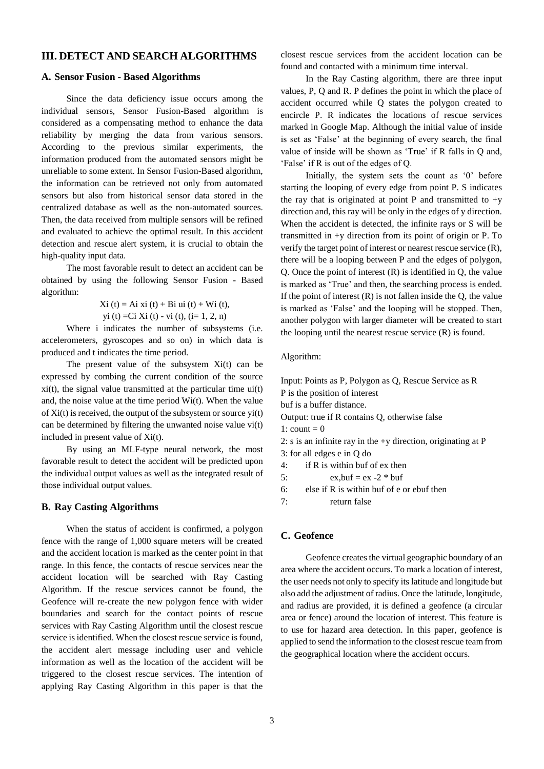## III. DETECT AND SEARCH ALGORITHMS

### A. Sensor Fusion - Based Algorithms

Since the data deficiency issue occurs among the individual sensors, Sensor Fusion-Based algorithm is considered as a compensating method to enhance the data reliability by merging the data from various sensors. According to the previous similar experiments, the information produced from the automated sensors might be unreliable to some extent. In Sensor Fusion-Based algorithm, the information can be retrieved not only from automated sensors but also from historical sensor data stored in the centralized database as well as the non-automated sources. Then, the data received from multiple sensors will be refined and evaluated to achieve the optimal result. In this accident detection and rescue alert system, it is crucial to obtain the high-quality input data.

The most favorable result to detect an accident can be obtained by using the following Sensor Fusion - Based algorithm:

$$X_i(t) = A_i x_i(t) + B_i u_i(t) + W_i(t),$$
$$y_i(t) = C_i X_i(t) - v_i(t), \; (i = 1, 2, n)$$

Where i indicates the number of subsystems (i.e. accelerometers, gyroscopes and so on) in which data is produced and t indicates the time period.

The present value of the subsystem $X_i(t)$ can be expressed by combing the current condition of the source $x_i(t)$, the signal value transmitted at the particular time $u_i(t)$ and, the noise value at the time period $W_i(t)$. When the value of $X_i(t)$ is received, the output of the subsystem or source $y_i(t)$ can be determined by filtering the unwanted noise value $v_i(t)$ included in present value of $X_i(t)$.

By using an MLF-type neural network, the most favorable result to detect the accident will be predicted upon the individual output values as well as the integrated result of those individual output values.

### B. Ray Casting Algorithms

When the status of accident is confirmed, a polygon fence with the range of 1,000 square meters will be created and the accident location is marked as the center point in that range. In this fence, the contacts of rescue services near the accident location will be searched with Ray Casting Algorithm. If the rescue services cannot be found, the Geofence will re-create the new polygon fence with wider boundaries and search for the contact points of rescue services with Ray Casting Algorithm until the closest rescue service is identified. When the closest rescue service is found, the accident alert message including user and vehicle information as well as the location of the accident will be triggered to the closest rescue services. The intention of applying Ray Casting Algorithm in this paper is that the closest rescue services from the accident location can be found and contacted with a minimum time interval.

In the Ray Casting algorithm, there are three input values, P, Q and R. P defines the point in which the place of accident occurred while Q states the polygon created to encircle P. R indicates the locations of rescue services marked in Google Map. Although the initial value of inside is set as 'False' at the beginning of every search, the final value of inside will be shown as 'True' if R falls in Q and, 'False' if R is out of the edges of Q.

Initially, the system sets the count as '0' before starting the looping of every edge from point P. S indicates the ray that is originated at point P and transmitted to +y direction and, this ray will be only in the edges of y direction. When the accident is detected, the infinite rays or S will be transmitted in +y direction from its point of origin or P. To verify the target point of interest or nearest rescue service (R), there will be a looping between P and the edges of polygon, Q. Once the point of interest (R) is identified in Q, the value is marked as 'True' and then, the searching process is ended. If the point of interest (R) is not fallen inside the Q, the value is marked as 'False' and the looping will be stopped. Then, another polygon with larger diameter will be created to start the looping until the nearest rescue service (R) is found.

Algorithm:

```
Input: Points as P, Polygon as Q, Rescue Service as R
P is the position of interest
buf is a buffer distance.
Output: true if R contains Q, otherwise false
1: count = 0
2: s is an infinite ray in the +y direction, originating at P
3: for all edges e in Q do
4:     if R is within buf of ex then
5:         ex,buf = ex -2 * buf
6:     else if R is within buf of e or ebuf then
7:         return false
```

### C. Geofence

Geofence creates the virtual geographic boundary of an area where the accident occurs. To mark a location of interest, the user needs not only to specify its latitude and longitude but also add the adjustment of radius. Once the latitude, longitude, and radius are provided, it is defined a geofence (a circular area or fence) around the location of interest. This feature is to use for hazard area detection. In this paper, geofence is applied to send the information to the closest rescue team from the geographical location where the accident occurs.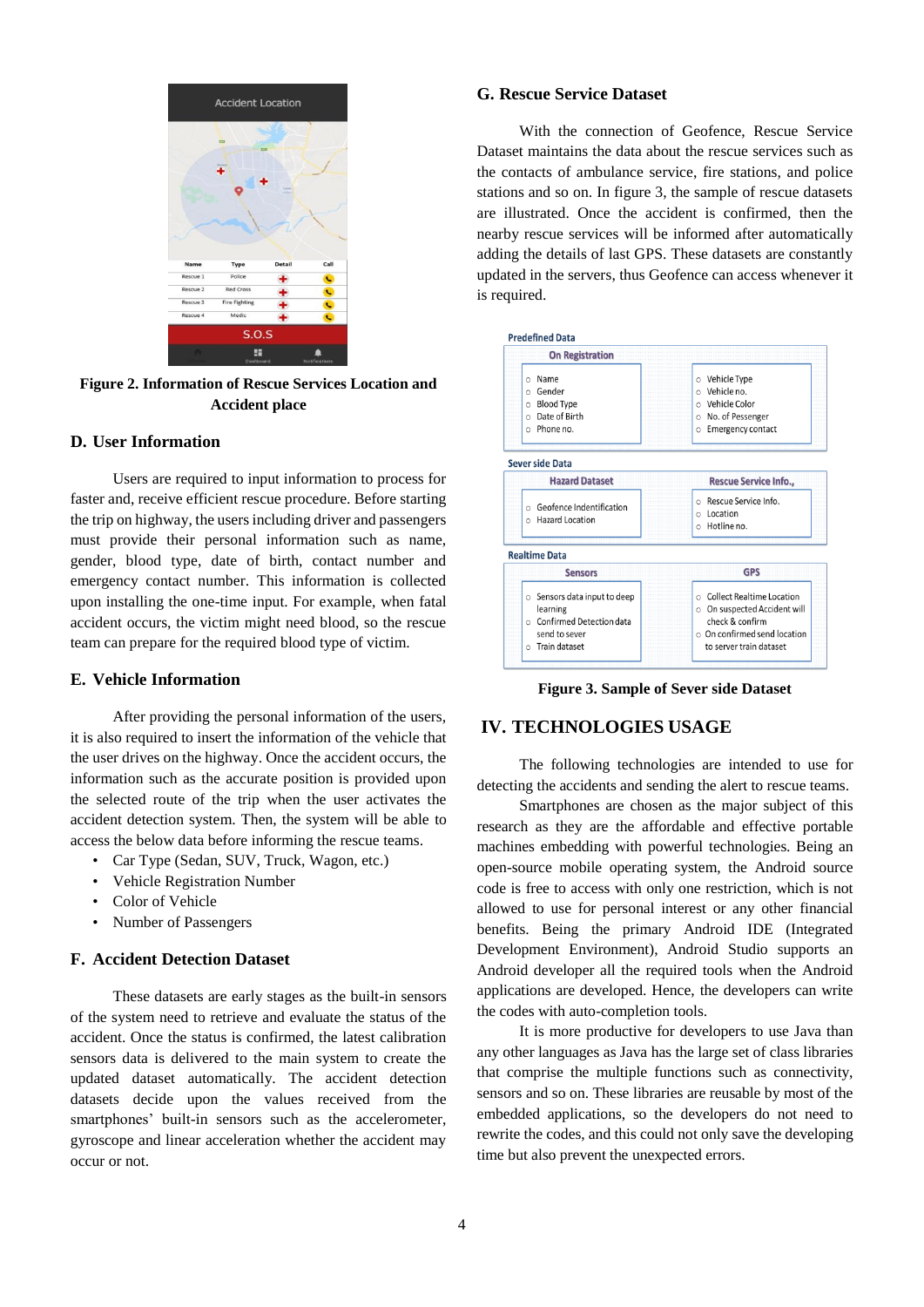**Figure 2. Information of Rescue Services Location and Accident place**

### D. User Information

Users are required to input information to process for faster and, receive efficient rescue procedure. Before starting the trip on highway, the users including driver and passengers must provide their personal information such as name, gender, blood type, date of birth, contact number and emergency contact number. This information is collected upon installing the one-time input. For example, when fatal accident occurs, the victim might need blood, so the rescue team can prepare for the required blood type of victim.

### E. Vehicle Information

After providing the personal information of the users, it is also required to insert the information of the vehicle that the user drives on the highway. Once the accident occurs, the information such as the accurate position is provided upon the selected route of the trip when the user activates the accident detection system. Then, the system will be able to access the below data before informing the rescue teams.

- Car Type (Sedan, SUV, Truck, Wagon, etc.)
- Vehicle Registration Number
- Color of Vehicle
- Number of Passengers

### F. Accident Detection Dataset

These datasets are early stages as the built-in sensors of the system need to retrieve and evaluate the status of the accident. Once the status is confirmed, the latest calibration sensors data is delivered to the main system to create the updated dataset automatically. The accident detection datasets decide upon the values received from the smartphones' built-in sensors such as the accelerometer, gyroscope and linear acceleration whether the accident may occur or not.

### G. Rescue Service Dataset

With the connection of Geofence, Rescue Service Dataset maintains the data about the rescue services such as the contacts of ambulance service, fire stations, and police stations and so on. In figure 3, the sample of rescue datasets are illustrated. Once the accident is confirmed, then the nearby rescue services will be informed after automatically adding the details of last GPS. These datasets are constantly updated in the servers, thus Geofence can access whenever it is required.

**Figure 3. Sample of Sever side Dataset**

## IV. TECHNOLOGIES USAGE

The following technologies are intended to use for detecting the accidents and sending the alert to rescue teams.

Smartphones are chosen as the major subject of this research as they are the affordable and effective portable machines embedding with powerful technologies. Being an open-source mobile operating system, the Android source code is free to access with only one restriction, which is not allowed to use for personal interest or any other financial benefits. Being the primary Android IDE (Integrated Development Environment), Android Studio supports an Android developer all the required tools when the Android applications are developed. Hence, the developers can write the codes with auto-completion tools.

It is more productive for developers to use Java than any other languages as Java has the large set of class libraries that comprise the multiple functions such as connectivity, sensors and so on. These libraries are reusable by most of the embedded applications, so the developers do not need to rewrite the codes, and this could not only save the developing time but also prevent the unexpected errors.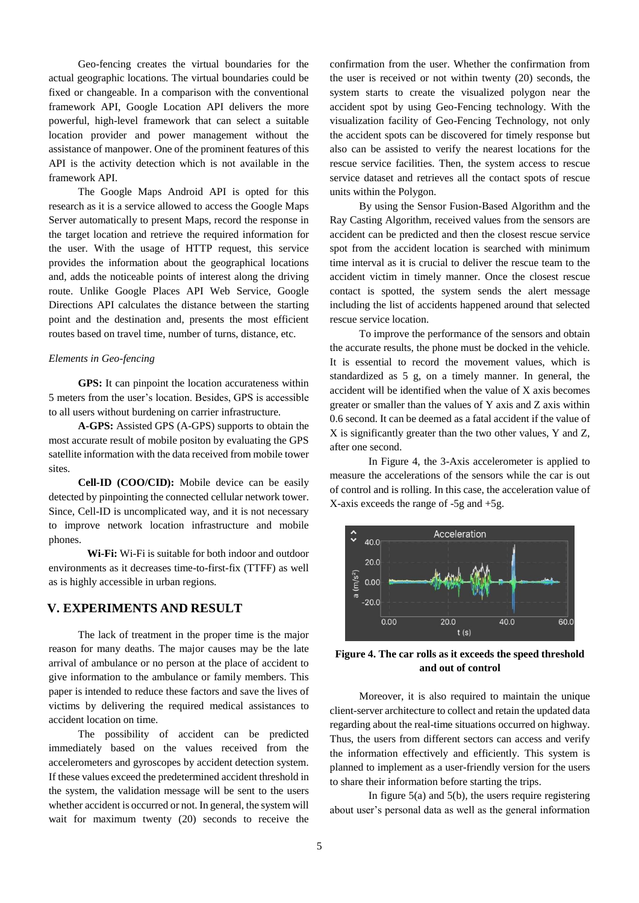Geo-fencing creates the virtual boundaries for the actual geographic locations. The virtual boundaries could be fixed or changeable. In a comparison with the conventional framework API, Google Location API delivers the more powerful, high-level framework that can select a suitable location provider and power management without the assistance of manpower. One of the prominent features of this API is the activity detection which is not available in the framework API.

The Google Maps Android API is opted for this research as it is a service allowed to access the Google Maps Server automatically to present Maps, record the response in the target location and retrieve the required information for the user. With the usage of HTTP request, this service provides the information about the geographical locations and, adds the noticeable points of interest along the driving route. Unlike Google Places API Web Service, Google Directions API calculates the distance between the starting point and the destination and, presents the most efficient routes based on travel time, number of turns, distance, etc.

*Elements in Geo-fencing*

**GPS:** It can pinpoint the location accurateness within 5 meters from the user's location. Besides, GPS is accessible to all users without burdening on carrier infrastructure.

**A-GPS:** Assisted GPS (A-GPS) supports to obtain the most accurate result of mobile positon by evaluating the GPS satellite information with the data received from mobile tower sites.

**Cell-ID (COO/CID):** Mobile device can be easily detected by pinpointing the connected cellular network tower. Since, Cell-ID is uncomplicated way, and it is not necessary to improve network location infrastructure and mobile phones.

**Wi-Fi:** Wi-Fi is suitable for both indoor and outdoor environments as it decreases time-to-first-fix (TTFF) as well as is highly accessible in urban regions.

## V. EXPERIMENTS AND RESULT

The lack of treatment in the proper time is the major reason for many deaths. The major causes may be the late arrival of ambulance or no person at the place of accident to give information to the ambulance or family members. This paper is intended to reduce these factors and save the lives of victims by delivering the required medical assistances to accident location on time.

The possibility of accident can be predicted immediately based on the values received from the accelerometers and gyroscopes by accident detection system. If these values exceed the predetermined accident threshold in the system, the validation message will be sent to the users whether accident is occurred or not. In general, the system will wait for maximum twenty (20) seconds to receive the confirmation from the user. Whether the confirmation from the user is received or not within twenty (20) seconds, the system starts to create the visualized polygon near the accident spot by using Geo-Fencing technology. With the visualization facility of Geo-Fencing Technology, not only the accident spots can be discovered for timely response but also can be assisted to verify the nearest locations for the rescue service facilities. Then, the system access to rescue service dataset and retrieves all the contact spots of rescue units within the Polygon.

By using the Sensor Fusion-Based Algorithm and the Ray Casting Algorithm, received values from the sensors are accident can be predicted and then the closest rescue service spot from the accident location is searched with minimum time interval as it is crucial to deliver the rescue team to the accident victim in timely manner. Once the closest rescue contact is spotted, the system sends the alert message including the list of accidents happened around that selected rescue service location.

To improve the performance of the sensors and obtain the accurate results, the phone must be docked in the vehicle. It is essential to record the movement values, which is standardized as 5 g, on a timely manner. In general, the accident will be identified when the value of X axis becomes greater or smaller than the values of Y axis and Z axis within 0.6 second. It can be deemed as a fatal accident if the value of X is significantly greater than the two other values, Y and Z, after one second.

In Figure 4, the 3-Axis accelerometer is applied to measure the accelerations of the sensors while the car is out of control and is rolling. In this case, the acceleration value of X-axis exceeds the range of -5g and +5g.

Acceleration
40.0
20.0
0.00
-20.0
a (m/s²)
0.00
20.0
40.0
60.0
t (s)

**Figure 4. The car rolls as it exceeds the speed threshold and out of control**

Moreover, it is also required to maintain the unique client-server architecture to collect and retain the updated data regarding about the real-time situations occurred on highway. Thus, the users from different sectors can access and verify the information effectively and efficiently. This system is planned to implement as a user-friendly version for the users to share their information before starting the trips.

In figure 5(a) and 5(b), the users require registering about user's personal data as well as the general information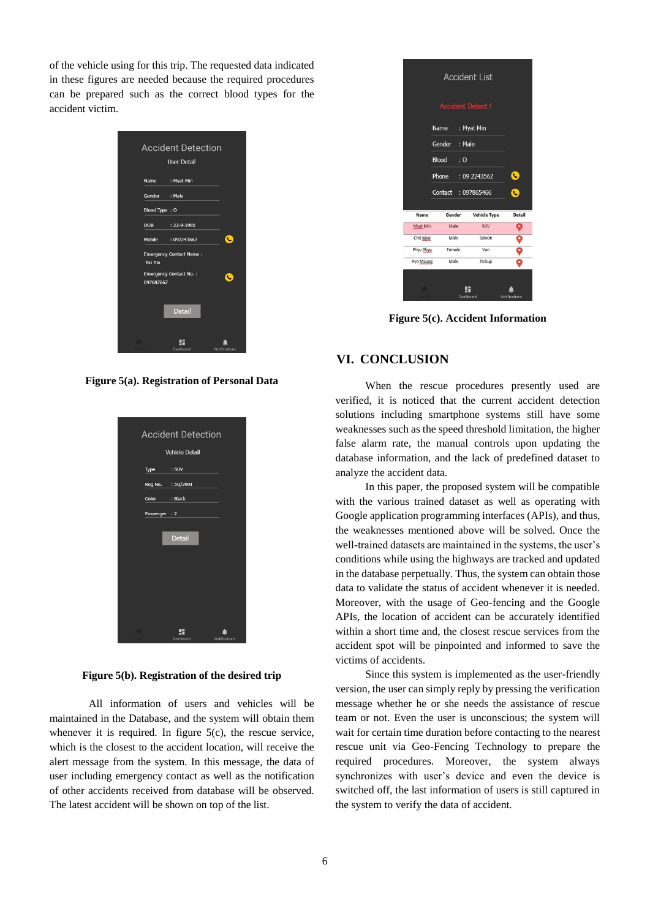of the vehicle using for this trip. The requested data indicated in these figures are needed because the required procedures can be prepared such as the correct blood types for the accident victim.

Figure 5(a). Registration of Personal Data

Figure 5(b). Registration of the desired trip

All information of users and vehicles will be maintained in the Database, and the system will obtain them whenever it is required. In figure 5(c), the rescue service, which is the closest to the accident location, will receive the alert message from the system. In this message, the data of user including emergency contact as well as the notification of other accidents received from database will be observed. The latest accident will be shown on top of the list.

Figure 5(c). Accident Information

## VI. CONCLUSION

When the rescue procedures presently used are verified, it is noticed that the current accident detection solutions including smartphone systems still have some weaknesses such as the speed threshold limitation, the higher false alarm rate, the manual controls upon updating the database information, and the lack of predefined dataset to analyze the accident data.

In this paper, the proposed system will be compatible with the various trained dataset as well as operating with Google application programming interfaces (APIs), and thus, the weaknesses mentioned above will be solved. Once the well-trained datasets are maintained in the systems, the user's conditions while using the highways are tracked and updated in the database perpetually. Thus, the system can obtain those data to validate the status of accident whenever it is needed. Moreover, with the usage of Geo-fencing and the Google APIs, the location of accident can be accurately identified within a short time and, the closest rescue services from the accident spot will be pinpointed and informed to save the victims of accidents.

Since this system is implemented as the user-friendly version, the user can simply reply by pressing the verification message whether he or she needs the assistance of rescue team or not. Even the user is unconscious; the system will wait for certain time duration before contacting to the nearest rescue unit via Geo-Fencing Technology to prepare the required procedures. Moreover, the system always synchronizes with user's device and even the device is switched off, the last information of users is still captured in the system to verify the data of accident.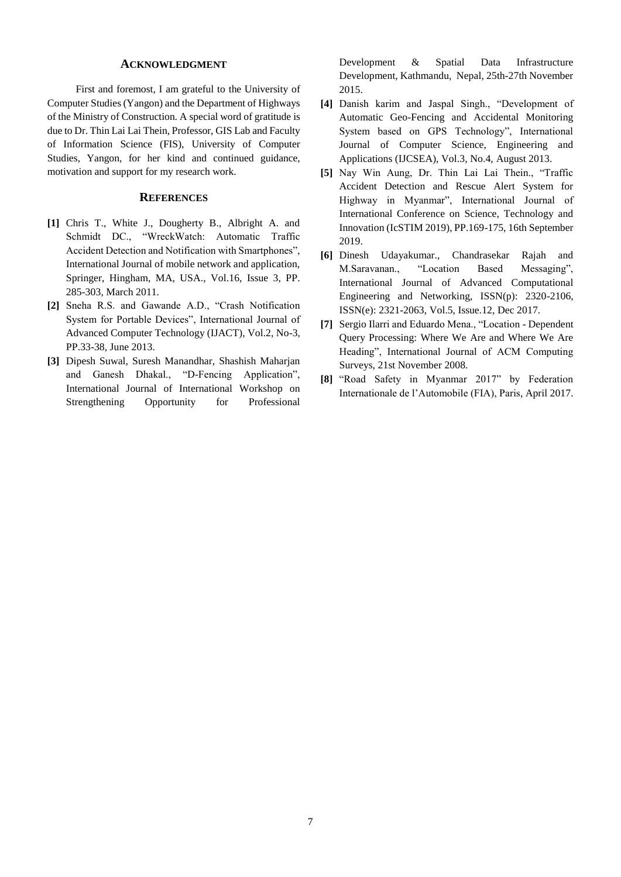## ACKNOWLEDGMENT

First and foremost, I am grateful to the University of Computer Studies (Yangon) and the Department of Highways of the Ministry of Construction. A special word of gratitude is due to Dr. Thin Lai Lai Thein, Professor, GIS Lab and Faculty of Information Science (FIS), University of Computer Studies, Yangon, for her kind and continued guidance, motivation and support for my research work.

## REFERENCES

**[1]** Chris T., White J., Dougherty B., Albright A. and Schmidt DC., "WreckWatch: Automatic Traffic Accident Detection and Notification with Smartphones", International Journal of mobile network and application, Springer, Hingham, MA, USA., Vol.16, Issue 3, PP. 285-303, March 2011.

**[2]** Sneha R.S. and Gawande A.D., "Crash Notification System for Portable Devices", International Journal of Advanced Computer Technology (IJACT), Vol.2, No-3, PP.33-38, June 2013.

**[3]** Dipesh Suwal, Suresh Manandhar, Shashish Maharjan and Ganesh Dhakal., "D-Fencing Application", International Journal of International Workshop on Strengthening Opportunity for Professional Development & Spatial Data Infrastructure Development, Kathmandu, Nepal, 25th-27th November 2015.

**[4]** Danish karim and Jaspal Singh., "Development of Automatic Geo-Fencing and Accidental Monitoring System based on GPS Technology", International Journal of Computer Science, Engineering and Applications (IJCSEA), Vol.3, No.4, August 2013.

**[5]** Nay Win Aung, Dr. Thin Lai Lai Thein., "Traffic Accident Detection and Rescue Alert System for Highway in Myanmar", International Journal of International Conference on Science, Technology and Innovation (IcSTIM 2019), PP.169-175, 16th September 2019.

**[6]** Dinesh Udayakumar., Chandrasekar Rajah and M.Saravanan., "Location Based Messaging", International Journal of Advanced Computational Engineering and Networking, ISSN(p): 2320-2106, ISSN(e): 2321-2063, Vol.5, Issue.12, Dec 2017.

**[7]** Sergio Ilarri and Eduardo Mena., "Location - Dependent Query Processing: Where We Are and Where We Are Heading", International Journal of ACM Computing Surveys, 21st November 2008.

**[8]** "Road Safety in Myanmar 2017" by Federation Internationale de l'Automobile (FIA), Paris, April 2017.